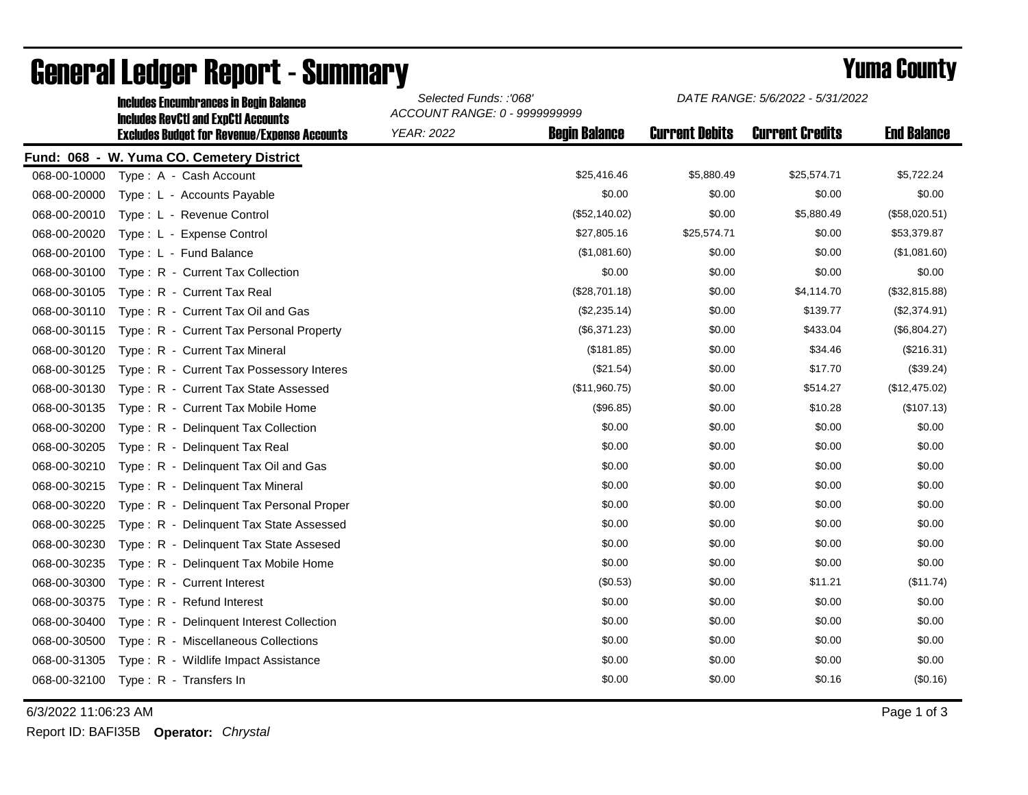# General Ledger Report - Summary

## Yuma County

**Includes Encumbrances in Begin Balance**
**Includes RevCtl and ExpCtl Accounts**
**Excludes Budget for Revenue/Expense Accounts**

*Selected Funds: :'068'*
*ACCOUNT RANGE: 0 - 9999999999*
*YEAR: 2022*

*DATE RANGE: 5/6/2022 - 5/31/2022*

**Fund: 068 - W. Yuma CO. Cemetery District**

| Account | Description | Begin Balance | Current Debits | Current Credits | End Balance |
|---|---|---|---|---|---|
| 068-00-10000 | Type : A - Cash Account | $25,416.46 | $5,880.49 | $25,574.71 | $5,722.24 |
| 068-00-20000 | Type : L - Accounts Payable | $0.00 | $0.00 | $0.00 | $0.00 |
| 068-00-20010 | Type : L - Revenue Control | ($52,140.02) | $0.00 | $5,880.49 | ($58,020.51) |
| 068-00-20020 | Type : L - Expense Control | $27,805.16 | $25,574.71 | $0.00 | $53,379.87 |
| 068-00-20100 | Type : L - Fund Balance | ($1,081.60) | $0.00 | $0.00 | ($1,081.60) |
| 068-00-30100 | Type : R - Current Tax Collection | $0.00 | $0.00 | $0.00 | $0.00 |
| 068-00-30105 | Type : R - Current Tax Real | ($28,701.18) | $0.00 | $4,114.70 | ($32,815.88) |
| 068-00-30110 | Type : R - Current Tax Oil and Gas | ($2,235.14) | $0.00 | $139.77 | ($2,374.91) |
| 068-00-30115 | Type : R - Current Tax Personal Property | ($6,371.23) | $0.00 | $433.04 | ($6,804.27) |
| 068-00-30120 | Type : R - Current Tax Mineral | ($181.85) | $0.00 | $34.46 | ($216.31) |
| 068-00-30125 | Type : R - Current Tax Possessory Interes | ($21.54) | $0.00 | $17.70 | ($39.24) |
| 068-00-30130 | Type : R - Current Tax State Assessed | ($11,960.75) | $0.00 | $514.27 | ($12,475.02) |
| 068-00-30135 | Type : R - Current Tax Mobile Home | ($96.85) | $0.00 | $10.28 | ($107.13) |
| 068-00-30200 | Type : R - Delinquent Tax Collection | $0.00 | $0.00 | $0.00 | $0.00 |
| 068-00-30205 | Type : R - Delinquent Tax Real | $0.00 | $0.00 | $0.00 | $0.00 |
| 068-00-30210 | Type : R - Delinquent Tax Oil and Gas | $0.00 | $0.00 | $0.00 | $0.00 |
| 068-00-30215 | Type : R - Delinquent Tax Mineral | $0.00 | $0.00 | $0.00 | $0.00 |
| 068-00-30220 | Type : R - Delinquent Tax Personal Proper | $0.00 | $0.00 | $0.00 | $0.00 |
| 068-00-30225 | Type : R - Delinquent Tax State Assessed | $0.00 | $0.00 | $0.00 | $0.00 |
| 068-00-30230 | Type : R - Delinquent Tax State Assesed | $0.00 | $0.00 | $0.00 | $0.00 |
| 068-00-30235 | Type : R - Delinquent Tax Mobile Home | $0.00 | $0.00 | $0.00 | $0.00 |
| 068-00-30300 | Type : R - Current Interest | ($0.53) | $0.00 | $11.21 | ($11.74) |
| 068-00-30375 | Type : R - Refund Interest | $0.00 | $0.00 | $0.00 | $0.00 |
| 068-00-30400 | Type : R - Delinquent Interest Collection | $0.00 | $0.00 | $0.00 | $0.00 |
| 068-00-30500 | Type : R - Miscellaneous Collections | $0.00 | $0.00 | $0.00 | $0.00 |
| 068-00-31305 | Type : R - Wildlife Impact Assistance | $0.00 | $0.00 | $0.00 | $0.00 |
| 068-00-32100 | Type : R - Transfers In | $0.00 | $0.00 | $0.16 | ($0.16) |

6/3/2022 11:06:23 AM

Report ID: BAFI35B **Operator:** *Chrystal*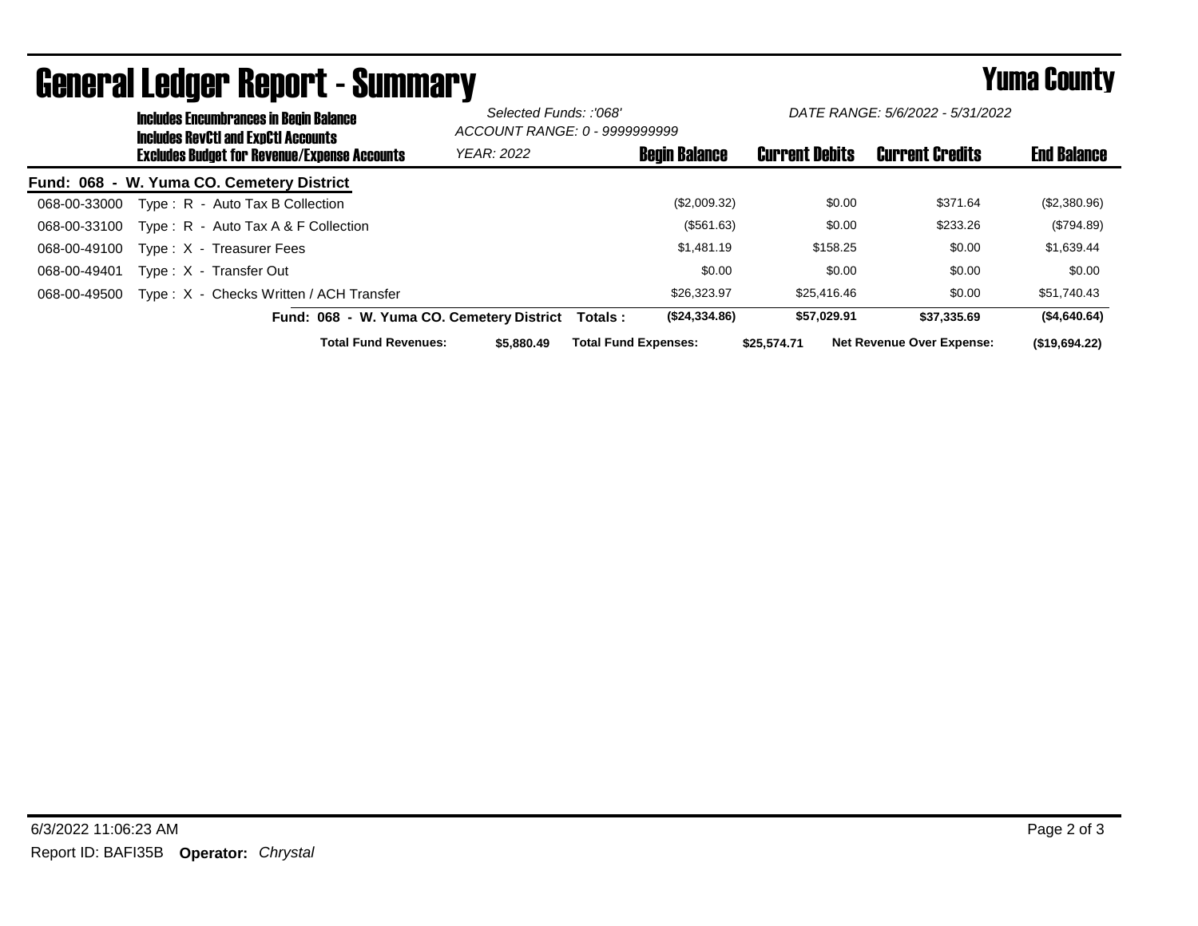# General Ledger Report - Summary

## Yuma County

**Includes Encumbrances in Begin Balance**
**Includes RevCtl and ExpCtl Accounts**
**Excludes Budget for Revenue/Expense Accounts**

*Selected Funds: :'068'*
*ACCOUNT RANGE: 0 - 9999999999*
*YEAR: 2022*

*DATE RANGE: 5/6/2022 - 5/31/2022*

**Fund: 068 - W. Yuma CO. Cemetery District**

| Account | Description | Begin Balance | Current Debits | Current Credits | End Balance |
|---|---|---|---|---|---|
| 068-00-33000 | Type : R - Auto Tax B Collection | ($2,009.32) | $0.00 | $371.64 | ($2,380.96) |
| 068-00-33100 | Type : R - Auto Tax A & F Collection | ($561.63) | $0.00 | $233.26 | ($794.89) |
| 068-00-49100 | Type : X - Treasurer Fees | $1,481.19 | $158.25 | $0.00 | $1,639.44 |
| 068-00-49401 | Type : X - Transfer Out | $0.00 | $0.00 | $0.00 | $0.00 |
| 068-00-49500 | Type : X - Checks Written / ACH Transfer | $26,323.97 | $25,416.46 | $0.00 | $51,740.43 |
| | **Fund: 068 - W. Yuma CO. Cemetery District Totals :** | **($24,334.86)** | **$57,029.91** | **$37,335.69** | **($4,640.64)** |

**Total Fund Revenues:** $5,880.49 **Total Fund Expenses:** $25,574.71 **Net Revenue Over Expense:** ($19,694.22)

6/3/2022 11:06:23 AM

Report ID: BAFI35B **Operator:** *Chrystal*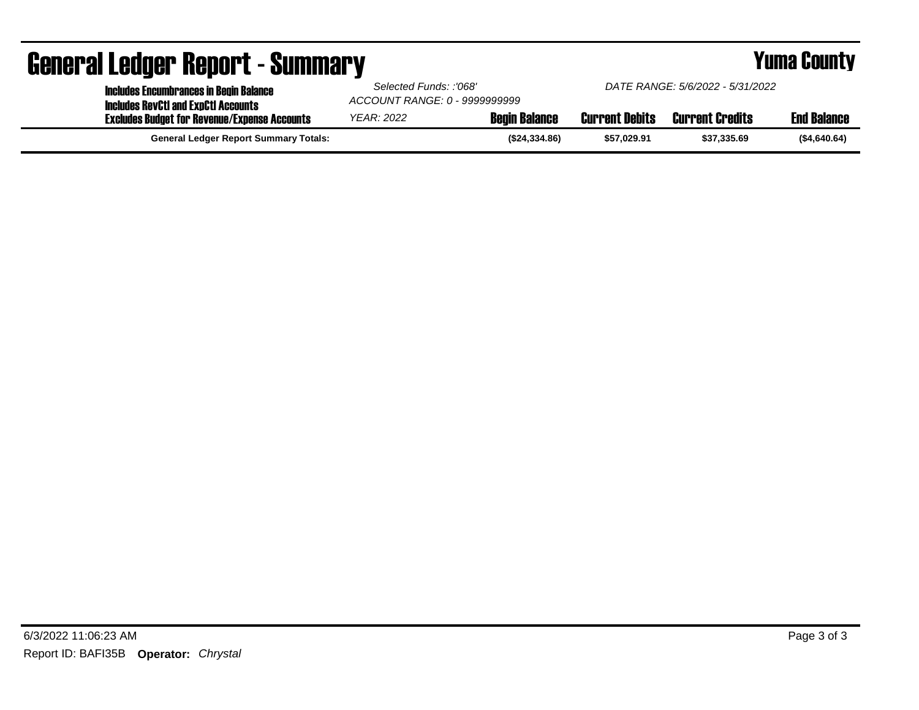# General Ledger Report - Summary

**Yuma County**

**Includes Encumbrances in Begin Balance**
**Includes RevCtl and ExpCtl Accounts**
**Excludes Budget for Revenue/Expense Accounts**

*Selected Funds: :'068'*
*ACCOUNT RANGE: 0 - 9999999999*
*YEAR: 2022*

*DATE RANGE: 5/6/2022 - 5/31/2022*

| | Begin Balance | Current Debits | Current Credits | End Balance |
|---|---|---|---|---|
| **General Ledger Report Summary Totals:** | **($24,334.86)** | **$57,029.91** | **$37,335.69** | **($4,640.64)** |

6/3/2022 11:06:23 AM

Report ID: BAFI35B **Operator:** *Chrystal*